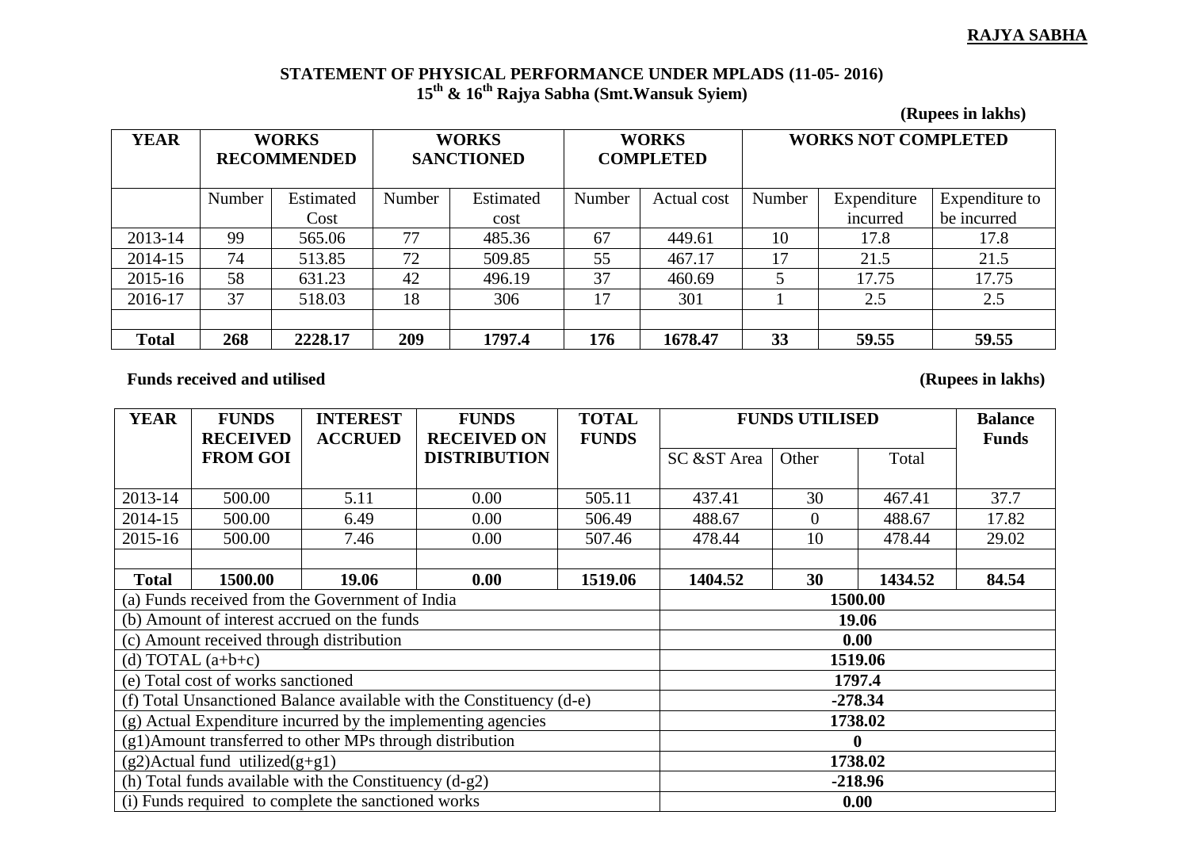**RAJYA SABHA**

## STATEMENT OF PHYSICAL PERFORMANCE UNDER MPLADS (11-05- 2016)
### 15th & 16th Rajya Sabha (Smt.Wansuk Syiem)

**(Rupees in lakhs)**

| YEAR | WORKS RECOMMENDED | | WORKS SANCTIONED | | WORKS COMPLETED | | WORKS NOT COMPLETED | | |
|---|---|---|---|---|---|---|---|---|---|
| | Number | Estimated Cost | Number | Estimated cost | Number | Actual cost | Number | Expenditure incurred | Expenditure to be incurred |
| 2013-14 | 99 | 565.06 | 77 | 485.36 | 67 | 449.61 | 10 | 17.8 | 17.8 |
| 2014-15 | 74 | 513.85 | 72 | 509.85 | 55 | 467.17 | 17 | 21.5 | 21.5 |
| 2015-16 | 58 | 631.23 | 42 | 496.19 | 37 | 460.69 | 5 | 17.75 | 17.75 |
| 2016-17 | 37 | 518.03 | 18 | 306 | 17 | 301 | 1 | 2.5 | 2.5 |
| | | | | | | | | | |
| **Total** | **268** | **2228.17** | **209** | **1797.4** | **176** | **1678.47** | **33** | **59.55** | **59.55** |

**Funds received and utilised** **(Rupees in lakhs)**

| YEAR | FUNDS RECEIVED FROM GOI | INTEREST ACCRUED | FUNDS RECEIVED ON DISTRIBUTION | TOTAL FUNDS | FUNDS UTILISED | | | Balance Funds |
|---|---|---|---|---|---|---|---|---|
| | | | | | SC &ST Area | Other | Total | |
| 2013-14 | 500.00 | 5.11 | 0.00 | 505.11 | 437.41 | 30 | 467.41 | 37.7 |
| 2014-15 | 500.00 | 6.49 | 0.00 | 506.49 | 488.67 | 0 | 488.67 | 17.82 |
| 2015-16 | 500.00 | 7.46 | 0.00 | 507.46 | 478.44 | 10 | 478.44 | 29.02 |
| | | | | | | | | |
| **Total** | **1500.00** | **19.06** | **0.00** | **1519.06** | **1404.52** | **30** | **1434.52** | **84.54** |

| | |
|---|---|
| (a) Funds received from the Government of India | **1500.00** |
| (b) Amount of interest accrued on the funds | **19.06** |
| (c) Amount received through distribution | **0.00** |
| (d) TOTAL (a+b+c) | **1519.06** |
| (e) Total cost of works sanctioned | **1797.4** |
| (f) Total Unsanctioned Balance available with the Constituency (d-e) | **-278.34** |
| (g) Actual Expenditure incurred by the implementing agencies | **1738.02** |
| (g1)Amount transferred to other MPs through distribution | **0** |
| (g2)Actual fund utilized(g+g1) | **1738.02** |
| (h) Total funds available with the Constituency (d-g2) | **-218.96** |
| (i) Funds required to complete the sanctioned works | **0.00** |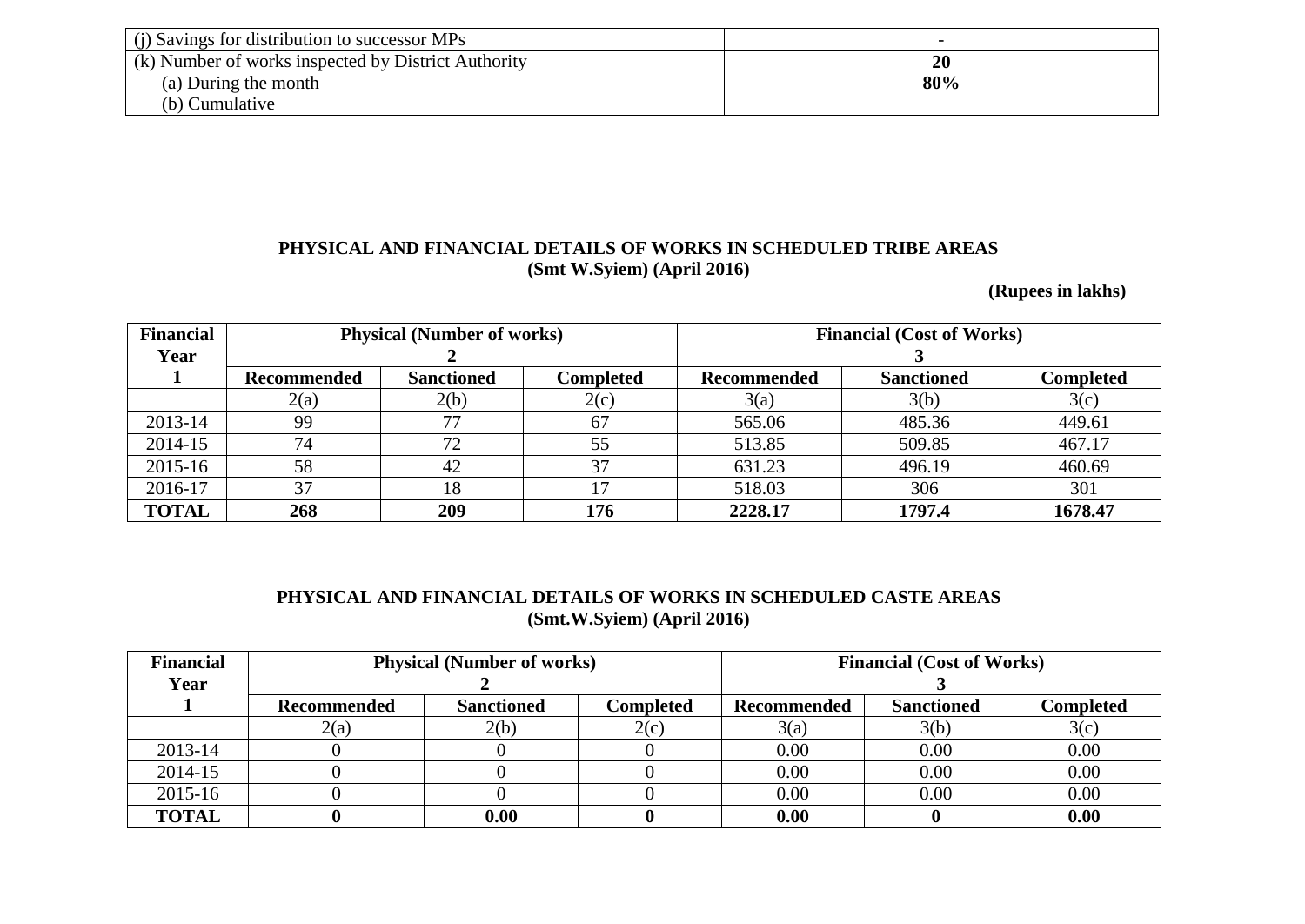| | |
|---|---|
| (j) Savings for distribution to successor MPs | - |
| (k) Number of works inspected by District Authority<br>(a) During the month<br>(b) Cumulative | **20**<br>**80%** |

**PHYSICAL AND FINANCIAL DETAILS OF WORKS IN SCHEDULED TRIBE AREAS**
**(Smt W.Syiem) (April 2016)**

**(Rupees in lakhs)**

| Financial Year 1 | Physical (Number of works) 2 | | | Financial (Cost of Works) 3 | | |
|---|---|---|---|---|---|---|
| | **Recommended** | **Sanctioned** | **Completed** | **Recommended** | **Sanctioned** | **Completed** |
| | 2(a) | 2(b) | 2(c) | 3(a) | 3(b) | 3(c) |
| 2013-14 | 99 | 77 | 67 | 565.06 | 485.36 | 449.61 |
| 2014-15 | 74 | 72 | 55 | 513.85 | 509.85 | 467.17 |
| 2015-16 | 58 | 42 | 37 | 631.23 | 496.19 | 460.69 |
| 2016-17 | 37 | 18 | 17 | 518.03 | 306 | 301 |
| **TOTAL** | **268** | **209** | **176** | **2228.17** | **1797.4** | **1678.47** |

**PHYSICAL AND FINANCIAL DETAILS OF WORKS IN SCHEDULED CASTE AREAS**
**(Smt.W.Syiem) (April 2016)**

| Financial Year 1 | Physical (Number of works) 2 | | | Financial (Cost of Works) 3 | | |
|---|---|---|---|---|---|---|
| | **Recommended** | **Sanctioned** | **Completed** | **Recommended** | **Sanctioned** | **Completed** |
| | 2(a) | 2(b) | 2(c) | 3(a) | 3(b) | 3(c) |
| 2013-14 | 0 | 0 | 0 | 0.00 | 0.00 | 0.00 |
| 2014-15 | 0 | 0 | 0 | 0.00 | 0.00 | 0.00 |
| 2015-16 | 0 | 0 | 0 | 0.00 | 0.00 | 0.00 |
| **TOTAL** | **0** | **0.00** | **0** | **0.00** | **0** | **0.00** |